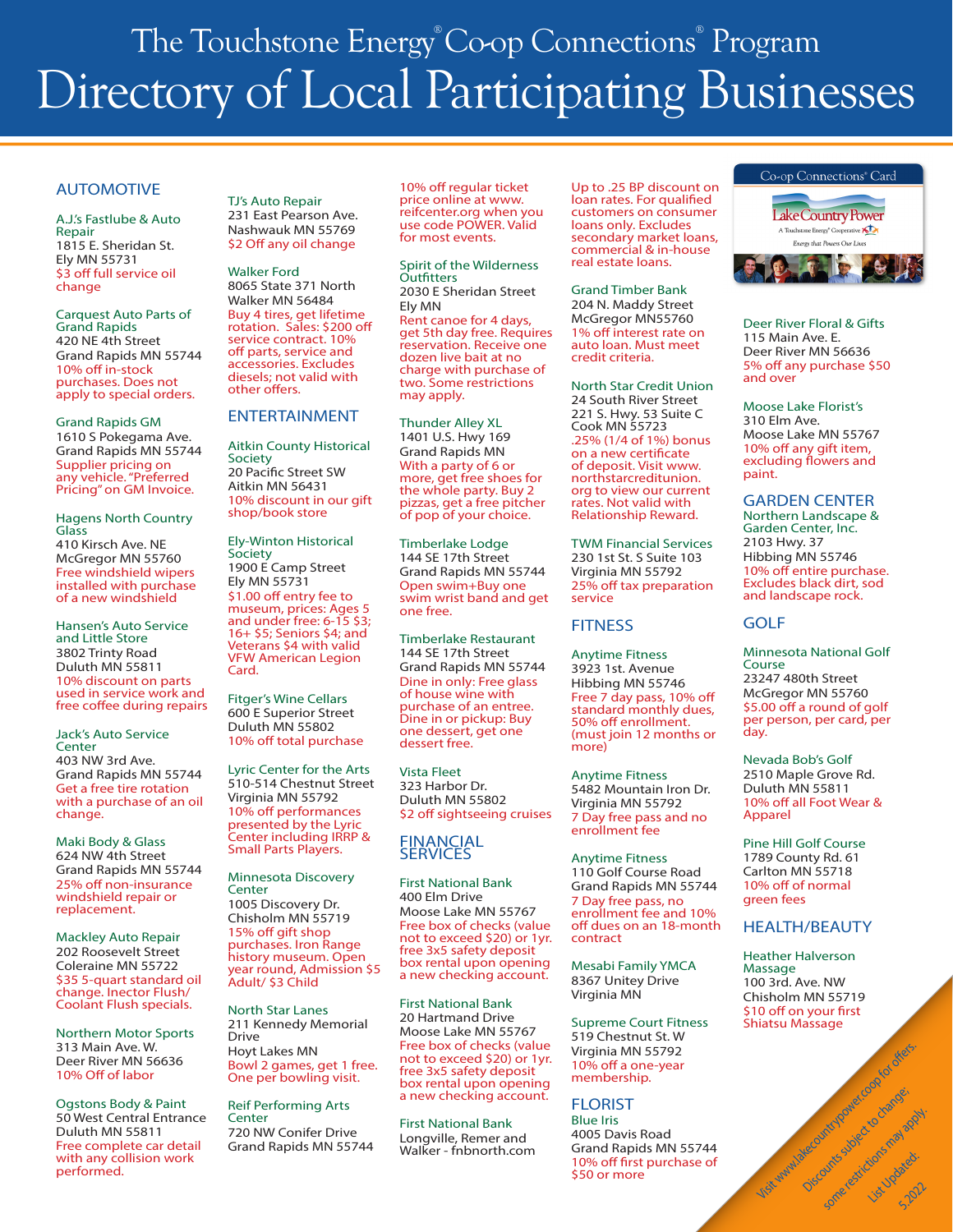# The Touchstone Energy® Co-op Connections® Program

# Directory of Local Participating Businesses

## AUTOMOTIVE

**A.J.'s Fastlube & Auto Repair**
1815 E. Sheridan St.
Ely MN 55731
$3 off full service oil change

**Carquest Auto Parts of Grand Rapids**
420 NE 4th Street
Grand Rapids MN 55744
10% off in-stock purchases. Does not apply to special orders.

**Grand Rapids GM**
1610 S Pokegama Ave.
Grand Rapids MN 55744
Supplier pricing on any vehicle. "Preferred Pricing" on GM Invoice.

**Hagens North Country Glass**
410 Kirsch Ave. NE
McGregor MN 55760
Free windshield wipers installed with purchase of a new windshield

**Hansen's Auto Service and Little Store**
3802 Trinty Road
Duluth MN 55811
10% discount on parts used in service work and free coffee during repairs

**Jack's Auto Service Center**
403 NW 3rd Ave.
Grand Rapids MN 55744
Get a free tire rotation with a purchase of an oil change.

**Maki Body & Glass**
624 NW 4th Street
Grand Rapids MN 55744
25% off non-insurance windshield repair or replacement.

**Mackley Auto Repair**
202 Roosevelt Street
Coleraine MN 55722
$35 5-quart standard oil change. Inector Flush/ Coolant Flush specials.

**Northern Motor Sports**
313 Main Ave. W.
Deer River MN 56636
10% Off of labor

**Ogstons Body & Paint**
50 West Central Entrance
Duluth MN 55811
Free complete car detail with any collision work performed.

**TJ's Auto Repair**
231 East Pearson Ave.
Nashwauk MN 55769
$2 Off any oil change

**Walker Ford**
8065 State 371 North
Walker MN 56484
Buy 4 tires, get lifetime rotation. Sales: $200 off service contract. 10% off parts, service and accessories. Excludes diesels; not valid with other offers.

## ENTERTAINMENT

**Aitkin County Historical Society**
20 Pacific Street SW
Aitkin MN 56431
10% discount in our gift shop/book store

**Ely-Winton Historical Society**
1900 E Camp Street
Ely MN 55731
$1.00 off entry fee to museum, prices: Ages 5 and under free: 6-15 $3; 16+ $5; Seniors $4; and Veterans $4 with valid VFW American Legion Card.

**Fitger's Wine Cellars**
600 E Superior Street
Duluth MN 55802
10% off total purchase

**Lyric Center for the Arts**
510-514 Chestnut Street
Virginia MN 55792
10% off performances presented by the Lyric Center including IRRP & Small Parts Players.

**Minnesota Discovery Center**
1005 Discovery Dr.
Chisholm MN 55719
15% off gift shop purchases. Iron Range history museum. Open year round, Admission $5 Adult/ $3 Child

**North Star Lanes**
211 Kennedy Memorial Drive
Hoyt Lakes MN
Bowl 2 games, get 1 free. One per bowling visit.

**Reif Performing Arts Center**
720 NW Conifer Drive
Grand Rapids MN 55744
10% off regular ticket price online at www.reifcenter.org when you use code POWER. Valid for most events.

**Spirit of the Wilderness Outfitters**
2030 E Sheridan Street
Ely MN
Rent canoe for 4 days, get 5th day free. Requires reservation. Receive one dozen live bait at no charge with purchase of two. Some restrictions may apply.

**Thunder Alley XL**
1401 U.S. Hwy 169
Grand Rapids MN
With a party of 6 or more, get free shoes for the whole party. Buy 2 pizzas, get a free pitcher of pop of your choice.

**Timberlake Lodge**
144 SE 17th Street
Grand Rapids MN 55744
Open swim+Buy one swim wrist band and get one free.

**Timberlake Restaurant**
144 SE 17th Street
Grand Rapids MN 55744
Dine in only: Free glass of house wine with purchase of an entree. Dine in or pickup: Buy one dessert, get one dessert free.

**Vista Fleet**
323 Harbor Dr.
Duluth MN 55802
$2 off sightseeing cruises

## FINANCIAL SERVICES

**First National Bank**
400 Elm Drive
Moose Lake MN 55767
Free box of checks (value not to exceed $20) or 1yr. free 3x5 safety deposit box rental upon opening a new checking account.

**First National Bank**
20 Hartmand Drive
Moose Lake MN 55767
Free box of checks (value not to exceed $20) or 1yr. free 3x5 safety deposit box rental upon opening a new checking account.

**First National Bank**
Longville, Remer and Walker - fnbnorth.com
Up to .25 BP discount on loan rates. For qualified customers on consumer loans only. Excludes secondary market loans, commercial & in-house real estate loans.

**Grand Timber Bank**
204 N. Maddy Street
McGregor MN55760
1% off interest rate on auto loan. Must meet credit criteria.

**North Star Credit Union**
24 South River Street
221 S. Hwy. 53 Suite C
Cook MN 55723
.25% (1/4 of 1%) bonus on a new certificate of deposit. Visit www.northstarcreditunion.org to view our current rates. Not valid with Relationship Reward.

**TWM Financial Services**
230 1st St. S Suite 103
Virginia MN 55792
25% off tax preparation service

## FITNESS

**Anytime Fitness**
3923 1st. Avenue
Hibbing MN 55746
Free 7 day pass, 10% off standard monthly dues, 50% off enrollment. (must join 12 months or more)

**Anytime Fitness**
5482 Mountain Iron Dr.
Virginia MN 55792
7 Day free pass and no enrollment fee

**Anytime Fitness**
110 Golf Course Road
Grand Rapids MN 55744
7 Day free pass, no enrollment fee and 10% off dues on an 18-month contract

**Mesabi Family YMCA**
8367 Unitey Drive
Virginia MN

**Supreme Court Fitness**
519 Chestnut St. W
Virginia MN 55792
10% off a one-year membership.

## FLORIST

**Blue Iris**
4005 Davis Road
Grand Rapids MN 55744
10% off first purchase of $50 or more

Co-op Connections® Card — Lake Country Power — A Touchstone Energy® Cooperative — Energy that Powers Our Lives

**Deer River Floral & Gifts**
115 Main Ave. E.
Deer River MN 56636
5% off any purchase $50 and over

**Moose Lake Florist's**
310 Elm Ave.
Moose Lake MN 55767
10% off any gift item, excluding flowers and paint.

## GARDEN CENTER

**Northern Landscape & Garden Center, Inc.**
2103 Hwy. 37
Hibbing MN 55746
10% off entire purchase. Excludes black dirt, sod and landscape rock.

## GOLF

**Minnesota National Golf Course**
23247 480th Street
McGregor MN 55760
$5.00 off a round of golf per person, per card, per day.

**Nevada Bob's Golf**
2510 Maple Grove Rd.
Duluth MN 55811
10% off all Foot Wear & Apparel

**Pine Hill Golf Course**
1789 County Rd. 61
Carlton MN 55718
10% off of normal green fees

## HEALTH/BEAUTY

**Heather Halverson Massage**
100 3rd. Ave. NW
Chisholm MN 55719
$10 off on your first Shiatsu Massage

Visit www.lakecountrypower.coop for offers. Discounts subject to change; some restrictions may apply. List Updated: 5.2022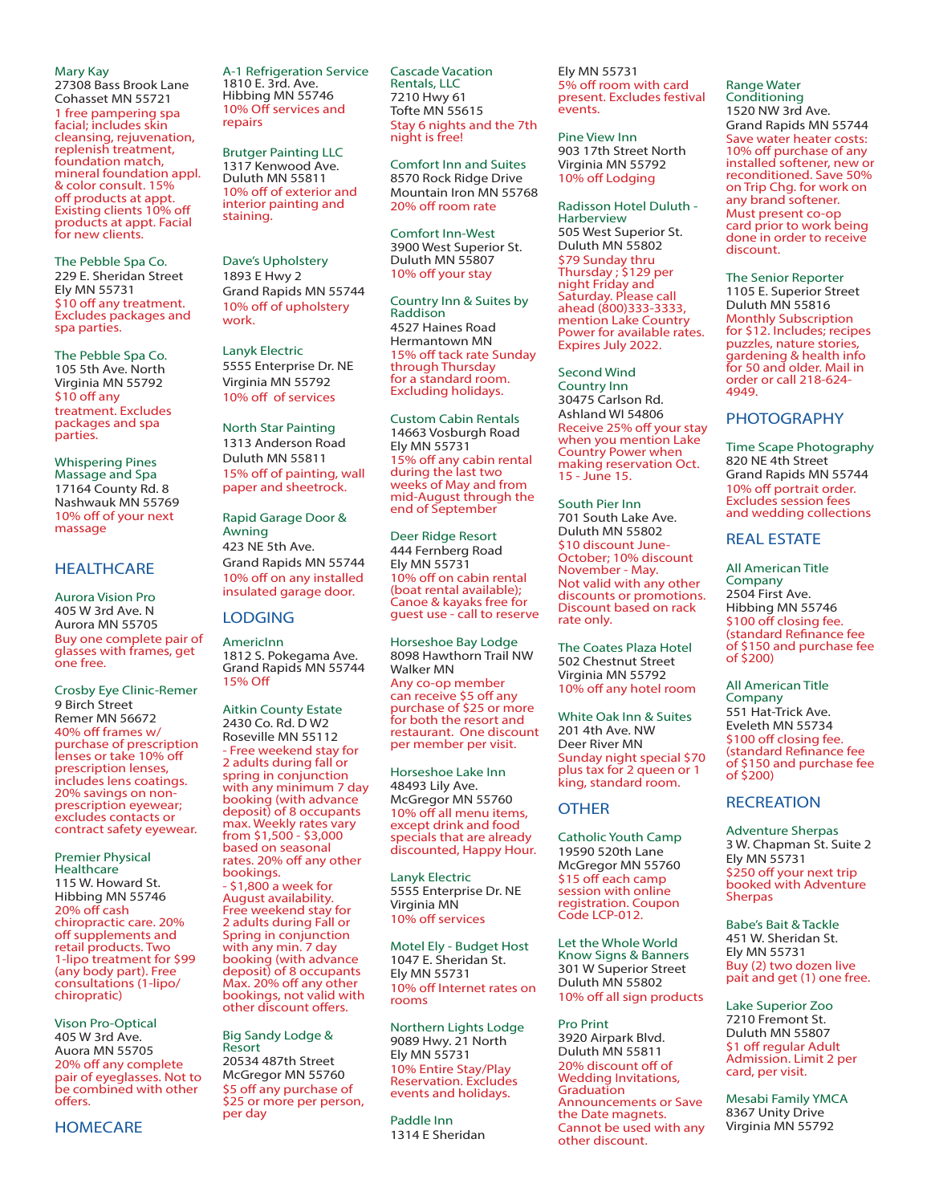Mary Kay
27308 Bass Brook Lane
Cohasset MN 55721
1 free pampering spa facial; includes skin cleansing, rejuvenation, replenish treatment, foundation match, mineral foundation appl. & color consult. 15% off products at appt. Existing clients 10% off products at appt. Facial for new clients.

The Pebble Spa Co.
229 E. Sheridan Street
Ely MN 55731
$10 off any treatment. Excludes packages and spa parties.

The Pebble Spa Co.
105 5th Ave. North
Virginia MN 55792
$10 off any treatment. Excludes packages and spa parties.

Whispering Pines Massage and Spa
17164 County Rd. 8
Nashwauk MN 55769
10% off of your next massage

## HEALTHCARE

Aurora Vision Pro
405 W 3rd Ave. N
Aurora MN 55705
Buy one complete pair of glasses with frames, get one free.

Crosby Eye Clinic-Remer
9 Birch Street
Remer MN 56672
40% off frames w/ purchase of prescription lenses or take 10% off prescription lenses, includes lens coatings. 20% savings on non-prescription eyewear; excludes contacts or contract safety eyewear.

Premier Physical Healthcare
115 W. Howard St.
Hibbing MN 55746
20% off cash chiropractic care. 20% off supplements and retail products. Two 1-lipo treatment for $99 (any body part). Free consultations (1-lipo/ chiropratic)

Vison Pro-Optical
405 W 3rd Ave.
Auora MN 55705
20% off any complete pair of eyeglasses. Not to be combined with other offers.

## HOMECARE

A-1 Refrigeration Service
1810 E. 3rd. Ave.
Hibbing MN 55746
10% Off services and repairs

Brutger Painting LLC
1317 Kenwood Ave.
Duluth MN 55811
10% off of exterior and interior painting and staining.

Dave's Upholstery
1893 E Hwy 2
Grand Rapids MN 55744
10% off of upholstery work.

Lanyk Electric
5555 Enterprise Dr. NE
Virginia MN 55792
10% off of services

North Star Painting
1313 Anderson Road
Duluth MN 55811
15% off of painting, wall paper and sheetrock.

Rapid Garage Door & Awning
423 NE 5th Ave.
Grand Rapids MN 55744
10% off on any installed insulated garage door.

## LODGING

AmericInn
1812 S. Pokegama Ave.
Grand Rapids MN 55744
15% Off

Aitkin County Estate
2430 Co. Rd. D W2
Roseville MN 55112
- Free weekend stay for 2 adults during fall or spring in conjunction with any minimum 7 day booking (with advance deposit) of 8 occupants max. Weekly rates vary from $1,500 - $3,000 based on seasonal rates. 20% off any other bookings.
- $1,800 a week for August availability. Free weekend stay for 2 adults during Fall or Spring in conjunction with any min. 7 day booking (with advance deposit) of 8 occupants Max. 20% off any other bookings, not valid with other discount offers.

Big Sandy Lodge & Resort
20534 487th Street
McGregor MN 55760
$5 off any purchase of $25 or more per person, per day

Cascade Vacation Rentals, LLC
7210 Hwy 61
Tofte MN 55615
Stay 6 nights and the 7th night is free!

Comfort Inn and Suites
8570 Rock Ridge Drive
Mountain Iron MN 55768
20% off room rate

Comfort Inn-West
3900 West Superior St.
Duluth MN 55807
10% off your stay

Country Inn & Suites by Raddison
4527 Haines Road
Hermantown MN
15% off tack rate Sunday through Thursday for a standard room. Excluding holidays.

Custom Cabin Rentals
14663 Vosburgh Road
Ely MN 55731
15% off any cabin rental during the last two weeks of May and from mid-August through the end of September

Deer Ridge Resort
444 Fernberg Road
Ely MN 55731
10% off on cabin rental (boat rental available); Canoe & kayaks free for guest use - call to reserve

Horseshoe Bay Lodge
8098 Hawthorn Trail NW
Walker MN
Any co-op member can receive $5 off any purchase of $25 or more for both the resort and restaurant. One discount per member per visit.

Horseshoe Lake Inn
48493 Lily Ave.
McGregor MN 55760
10% off all menu items, except drink and food specials that are already discounted, Happy Hour.

Lanyk Electric
5555 Enterprise Dr. NE
Virginia MN
10% off services

Motel Ely - Budget Host
1047 E. Sheridan St.
Ely MN 55731
10% off Internet rates on rooms

Northern Lights Lodge
9089 Hwy. 21 North
Ely MN 55731
10% Entire Stay/Play Reservation. Excludes events and holidays.

Paddle Inn
1314 E Sheridan
Ely MN 55731
5% off room with card present. Excludes festival events.

Pine View Inn
903 17th Street North
Virginia MN 55792
10% off Lodging

Radisson Hotel Duluth - Harberview
505 West Superior St.
Duluth MN 55802
$79 Sunday thru Thursday ; $129 per night Friday and Saturday. Please call ahead (800)333-3333, mention Lake Country Power for available rates. Expires July 2022.

Second Wind Country Inn
30475 Carlson Rd.
Ashland WI 54806
Receive 25% off your stay when you mention Lake Country Power when making reservation Oct. 15 - June 15.

South Pier Inn
701 South Lake Ave.
Duluth MN 55802
$10 discount June-October; 10% discount November - May. Not valid with any other discounts or promotions. Discount based on rack rate only.

The Coates Plaza Hotel
502 Chestnut Street
Virginia MN 55792
10% off any hotel room

White Oak Inn & Suites
201 4th Ave. NW
Deer River MN
Sunday night special $70 plus tax for 2 queen or 1 king, standard room.

## OTHER

Catholic Youth Camp
19590 520th Lane
McGregor MN 55760
$15 off each camp session with online registration. Coupon Code LCP-012.

Let the Whole World Know Signs & Banners
301 W Superior Street
Duluth MN 55802
10% off all sign products

Pro Print
3920 Airpark Blvd.
Duluth MN 55811
20% discount off of Wedding Invitations, Graduation Announcements or Save the Date magnets. Cannot be used with any other discount.

Range Water Conditioning
1520 NW 3rd Ave.
Grand Rapids MN 55744
Save water heater costs: 10% off purchase of any installed softener, new or reconditioned. Save 50% on Trip Chg. for work on any brand softener. Must present co-op card prior to work being done in order to receive discount.

The Senior Reporter
1105 E. Superior Street
Duluth MN 55816
Monthly Subscription for $12. Includes; recipes puzzles, nature stories, gardening & health info for 50 and older. Mail in order or call 218-624-4949.

## PHOTOGRAPHY

Time Scape Photography
820 NE 4th Street
Grand Rapids MN 55744
10% off portrait order. Excludes session fees and wedding collections

## REAL ESTATE

All American Title Company
2504 First Ave.
Hibbing MN 55746
$100 off closing fee. (standard Refinance fee of $150 and purchase fee of $200)

All American Title Company
551 Hat-Trick Ave.
Eveleth MN 55734
$100 off closing fee. (standard Refinance fee of $150 and purchase fee of $200)

## RECREATION

Adventure Sherpas
3 W. Chapman St. Suite 2
Ely MN 55731
$250 off your next trip booked with Adventure Sherpas

Babe's Bait & Tackle
451 W. Sheridan St.
Ely MN 55731
Buy (2) two dozen live pait and get (1) one free.

Lake Superior Zoo
7210 Fremont St.
Duluth MN 55807
$1 off regular Adult Admission. Limit 2 per card, per visit.

Mesabi Family YMCA
8367 Unity Drive
Virginia MN 55792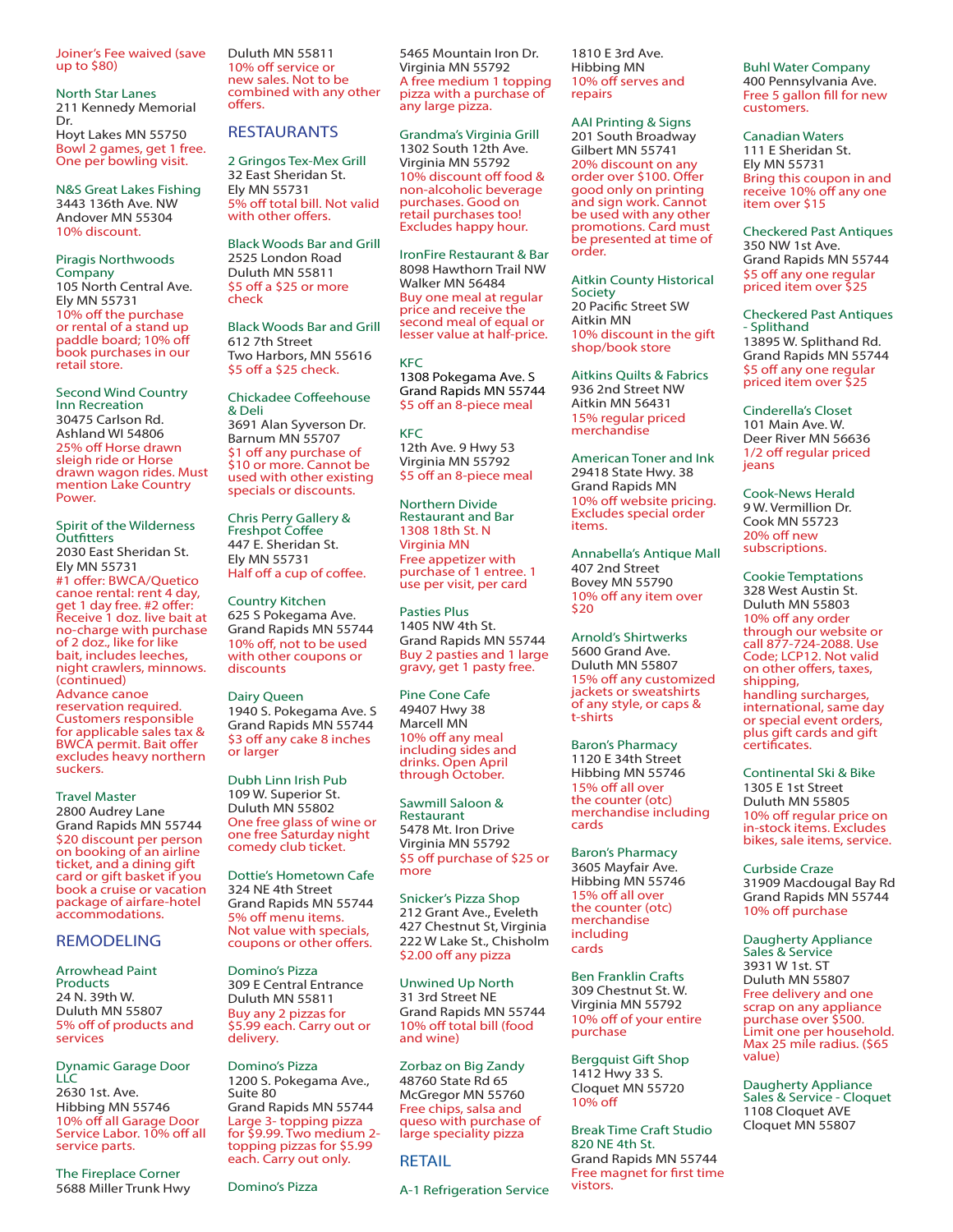Joiner's Fee waived (save up to $80)

North Star Lanes
211 Kennedy Memorial Dr.
Hoyt Lakes MN 55750
Bowl 2 games, get 1 free. One per bowling visit.

N&S Great Lakes Fishing
3443 136th Ave. NW
Andover MN 55304
10% discount.

Piragis Northwoods Company
105 North Central Ave.
Ely MN 55731
10% off the purchase or rental of a stand up paddle board; 10% off book purchases in our retail store.

Second Wind Country Inn Recreation
30475 Carlson Rd.
Ashland WI 54806
25% off Horse drawn sleigh ride or Horse drawn wagon rides. Must mention Lake Country Power.

Spirit of the Wilderness Outfitters
2030 East Sheridan St.
Ely MN 55731
#1 offer: BWCA/Quetico canoe rental: rent 4 day, get 1 day free. #2 offer: Receive 1 doz. live bait at no-charge with purchase of 2 doz., like for like bait, includes leeches, night crawlers, minnows. (continued)
Advance canoe reservation required. Customers responsible for applicable sales tax & BWCA permit. Bait offer excludes heavy northern suckers.

Travel Master
2800 Audrey Lane
Grand Rapids MN 55744
$20 discount per person on booking of an airline ticket, and a dining gift card or gift basket if you book a cruise or vacation package of airfare-hotel accommodations.

## REMODELING

Arrowhead Paint Products
24 N. 39th W.
Duluth MN 55807
5% off of products and services

Dynamic Garage Door LLC
2630 1st. Ave.
Hibbing MN 55746
10% off all Garage Door Service Labor. 10% off all service parts.

The Fireplace Corner
5688 Miller Trunk Hwy
Duluth MN 55811
10% off service or new sales. Not to be combined with any other offers.

## RESTAURANTS

2 Gringos Tex-Mex Grill
32 East Sheridan St.
Ely MN 55731
5% off total bill. Not valid with other offers.

Black Woods Bar and Grill
2525 London Road
Duluth MN 55811
$5 off a $25 or more check

Black Woods Bar and Grill
612 7th Street
Two Harbors, MN 55616
$5 off a $25 check.

Chickadee Coffeehouse & Deli
3691 Alan Syverson Dr.
Barnum MN 55707
$1 off any purchase of $10 or more. Cannot be used with other existing specials or discounts.

Chris Perry Gallery & Freshpot Coffee
447 E. Sheridan St.
Ely MN 55731
Half off a cup of coffee.

Country Kitchen
625 S Pokegama Ave.
Grand Rapids MN 55744
10% off, not to be used with other coupons or discounts

Dairy Queen
1940 S. Pokegama Ave. S
Grand Rapids MN 55744
$3 off any cake 8 inches or larger

Dubh Linn Irish Pub
109 W. Superior St.
Duluth MN 55802
One free glass of wine or one free Saturday night comedy club ticket.

Dottie's Hometown Cafe
324 NE 4th Street
Grand Rapids MN 55744
5% off menu items. Not value with specials, coupons or other offers.

Domino's Pizza
309 E Central Entrance
Duluth MN 55811
Buy any 2 pizzas for $5.99 each. Carry out or delivery.

Domino's Pizza
1200 S. Pokegama Ave., Suite 80
Grand Rapids MN 55744
Large 3- topping pizza for $9.99. Two medium 2-topping pizzas for $5.99 each. Carry out only.

Domino's Pizza
5465 Mountain Iron Dr.
Virginia MN 55792
A free medium 1 topping pizza with a purchase of any large pizza.

Grandma's Virginia Grill
1302 South 12th Ave.
Virginia MN 55792
10% discount off food & non-alcoholic beverage purchases. Good on retail purchases too! Excludes happy hour.

IronFire Restaurant & Bar
8098 Hawthorn Trail NW
Walker MN 56484
Buy one meal at regular price and receive the second meal of equal or lesser value at half-price.

KFC
1308 Pokegama Ave. S
Grand Rapids MN 55744
$5 off an 8-piece meal

KFC
12th Ave. 9 Hwy 53
Virginia MN 55792
$5 off an 8-piece meal

Northern Divide Restaurant and Bar
1308 18th St. N
Virginia MN
Free appetizer with purchase of 1 entree. 1 use per visit, per card

Pasties Plus
1405 NW 4th St.
Grand Rapids MN 55744
Buy 2 pasties and 1 large gravy, get 1 pasty free.

Pine Cone Cafe
49407 Hwy 38
Marcell MN
10% off any meal including sides and drinks. Open April through October.

Sawmill Saloon & Restaurant
5478 Mt. Iron Drive
Virginia MN 55792
$5 off purchase of $25 or more

Snicker's Pizza Shop
212 Grant Ave., Eveleth
427 Chestnut St, Virginia
222 W Lake St., Chisholm
$2.00 off any pizza

Unwined Up North
31 3rd Street NE
Grand Rapids MN 55744
10% off total bill (food and wine)

Zorbaz on Big Zandy
48760 State Rd 65
McGregor MN 55760
Free chips, salsa and queso with purchase of large speciality pizza

## RETAIL

A-1 Refrigeration Service
1810 E 3rd Ave.
Hibbing MN
10% off serves and repairs

AAI Printing & Signs
201 South Broadway
Gilbert MN 55741
20% discount on any order over $100. Offer good only on printing and sign work. Cannot be used with any other promotions. Card must be presented at time of order.

Aitkin County Historical Society
20 Pacific Street SW
Aitkin MN
10% discount in the gift shop/book store

Aitkins Quilts & Fabrics
936 2nd Street NW
Aitkin MN 56431
15% regular priced merchandise

American Toner and Ink
29418 State Hwy. 38
Grand Rapids MN
10% off website pricing. Excludes special order items.

Annabella's Antique Mall
407 2nd Street
Bovey MN 55790
10% off any item over $20

Arnold's Shirtwerks
5600 Grand Ave.
Duluth MN 55807
15% off any customized jackets or sweatshirts of any style, or caps & t-shirts

Baron's Pharmacy
1120 E 34th Street
Hibbing MN 55746
15% off all over the counter (otc) merchandise including cards

Baron's Pharmacy
3605 Mayfair Ave.
Hibbing MN 55746
15% off all over the counter (otc) merchandise including cards

Ben Franklin Crafts
309 Chestnut St. W.
Virginia MN 55792
10% off of your entire purchase

Bergquist Gift Shop
1412 Hwy 33 S.
Cloquet MN 55720
10% off

Break Time Craft Studio
820 NE 4th St.
Grand Rapids MN 55744
Free magnet for first time vistors.

Buhl Water Company
400 Pennsylvania Ave.
Free 5 gallon fill for new customers.

Canadian Waters
111 E Sheridan St.
Ely MN 55731
Bring this coupon in and receive 10% off any one item over $15

Checkered Past Antiques
350 NW 1st Ave.
Grand Rapids MN 55744
$5 off any one regular priced item over $25

Checkered Past Antiques - Splithand
13895 W. Splithand Rd.
Grand Rapids MN 55744
$5 off any one regular priced item over $25

Cinderella's Closet
101 Main Ave. W.
Deer River MN 56636
1/2 off regular priced jeans

Cook-News Herald
9 W. Vermillion Dr.
Cook MN 55723
20% off new subscriptions.

Cookie Temptations
328 West Austin St.
Duluth MN 55803
10% off any order through our website or call 877-724-2088. Use Code; LCP12. Not valid on other offers, taxes, shipping, handling surcharges, international, same day or special event orders, plus gift cards and gift certificates.

Continental Ski & Bike
1305 E 1st Street
Duluth MN 55805
10% off regular price on in-stock items. Excludes bikes, sale items, service.

Curbside Craze
31909 Macdougal Bay Rd
Grand Rapids MN 55744
10% off purchase

Daugherty Appliance Sales & Service
3931 W 1st. ST
Duluth MN 55807
Free delivery and one scrap on any appliance purchase over $500. Limit one per household. Max 25 mile radius. ($65 value)

Daugherty Appliance Sales & Service - Cloquet
1108 Cloquet AVE
Cloquet MN 55807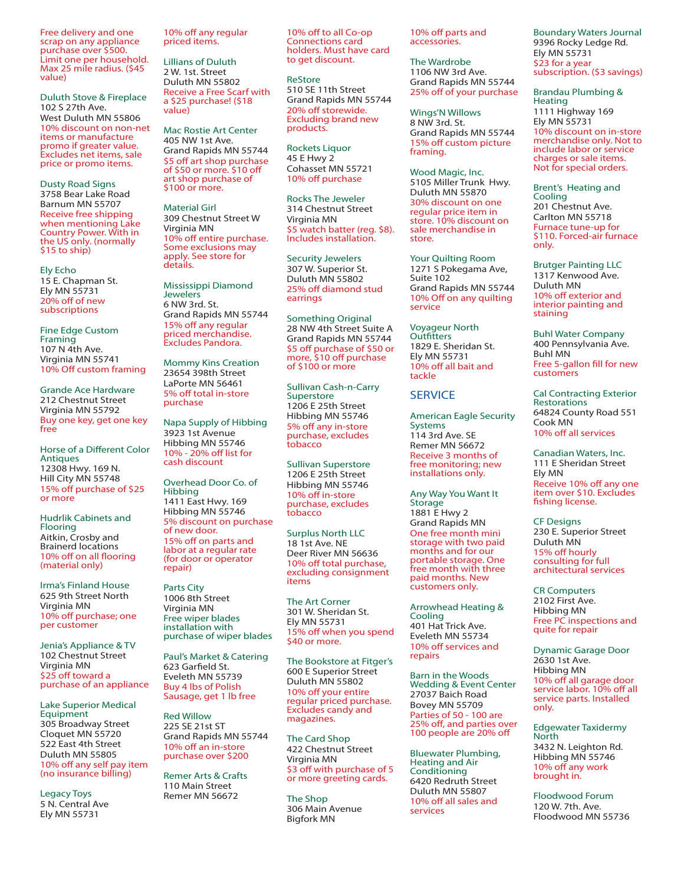Free delivery and one scrap on any appliance purchase over $500. Limit one per household. Max 25 mile radius. ($45 value)

Duluth Stove & Fireplace
102 S 27th Ave.
West Duluth MN 55806
10% discount on non-net items or manufacture promo if greater value. Excludes net items, sale price or promo items.

Dusty Road Signs
3758 Bear Lake Road
Barnum MN 55707
Receive free shipping when mentioning Lake Country Power. With in the US only. (normally $15 to ship)

Ely Echo
15 E. Chapman St.
Ely MN 55731
20% off of new subscriptions

Fine Edge Custom Framing
107 N 4th Ave.
Virginia MN 55741
10% Off custom framing

Grande Ace Hardware
212 Chestnut Street
Virginia MN 55792
Buy one key, get one key free

Horse of a Different Color Antiques
12308 Hwy. 169 N.
Hill City MN 55748
15% off purchase of $25 or more

Hudrlik Cabinets and Flooring
Aitkin, Crosby and Brainerd locations
10% off on all flooring (material only)

Irma's Finland House
625 9th Street North
Virginia MN
10% off purchase; one per customer

Jenia's Appliance & TV
102 Chestnut Street
Virginia MN
$25 off toward a purchase of an appliance

Lake Superior Medical Equipment
305 Broadway Street
Cloquet MN 55720
522 East 4th Street
Duluth MN 55805
10% off any self pay item (no insurance billing)

Legacy Toys
5 N. Central Ave
Ely MN 55731
10% off any regular priced items.

Lillians of Duluth
2 W. 1st. Street
Duluth MN 55802
Receive a Free Scarf with a $25 purchase! ($18 value)

Mac Rostie Art Center
405 NW 1st Ave.
Grand Rapids MN 55744
$5 off art shop purchase of $50 or more. $10 off art shop purchase of $100 or more.

Material Girl
309 Chestnut Street W
Virginia MN
10% off entire purchase. Some exclusions may apply. See store for details.

Mississippi Diamond Jewelers
6 NW 3rd. St.
Grand Rapids MN 55744
15% off any regular priced merchandise. Excludes Pandora.

Mommy Kins Creation
23654 398th Street
LaPorte MN 56461
5% off total in-store purchase

Napa Supply of Hibbing
3923 1st Avenue
Hibbing MN 55746
10% - 20% off list for cash discount

Overhead Door Co. of Hibbing
1411 East Hwy. 169
Hibbing MN 55746
5% discount on purchase of new door.
15% off on parts and labor at a regular rate (for door or operator repair)

Parts City
1006 8th Street
Virginia MN
Free wiper blades installation with purchase of wiper blades

Paul's Market & Catering
623 Garfield St.
Eveleth MN 55739
Buy 4 lbs of Polish Sausage, get 1 lb free

Red Willow
225 SE 21st ST
Grand Rapids MN 55744
10% off an in-store purchase over $200

Remer Arts & Crafts
110 Main Street
Remer MN 56672
10% off to all Co-op Connections card holders. Must have card to get discount.

ReStore
510 SE 11th Street
Grand Rapids MN 55744
20% off storewide. Excluding brand new products.

Rockets Liquor
45 E Hwy 2
Cohasset MN 55721
10% off purchase

Rocks The Jeweler
314 Chestnut Street
Virginia MN
$5 watch batter (reg. $8). Includes installation.

Security Jewelers
307 W. Superior St.
Duluth MN 55802
25% off diamond stud earrings

Something Original
28 NW 4th Street Suite A
Grand Rapids MN 55744
$5 off purchase of $50 or more, $10 off purchase of $100 or more

Sullivan Cash-n-Carry Superstore
1206 E 25th Street
Hibbing MN 55746
5% off any in-store purchase, excludes tobacco

Sullivan Superstore
1206 E 25th Street
Hibbing MN 55746
10% off in-store purchase, excludes tobacco

Surplus North LLC
18 1st Ave. NE
Deer River MN 56636
10% off total purchase, excluding consignment items

The Art Corner
301 W. Sheridan St.
Ely MN 55731
15% off when you spend $40 or more.

The Bookstore at Fitger's
600 E Superior Street
Duluth MN 55802
10% off your entire regular priced purchase. Excludes candy and magazines.

The Card Shop
422 Chestnut Street
Virginia MN
$3 off with purchase of 5 or more greeting cards.

The Shop
306 Main Avenue
Bigfork MN
10% off parts and accessories.

The Wardrobe
1106 NW 3rd Ave.
Grand Rapids MN 55744
25% off of your purchase

Wings'N Willows
8 NW 3rd. St.
Grand Rapids MN 55744
15% off custom picture framing.

Wood Magic, Inc.
5105 Miller Trunk Hwy.
Duluth MN 55870
30% discount on one regular price item in store. 10% discount on sale merchandise in store.

Your Quilting Room
1271 S Pokegama Ave, Suite 102
Grand Rapids MN 55744
10% Off on any quilting service

Voyageur North Outfitters
1829 E. Sheridan St.
Ely MN 55731
10% off all bait and tackle

## SERVICE

American Eagle Security Systems
114 3rd Ave. SE
Remer MN 56672
Receive 3 months of free monitoring; new installations only.

Any Way You Want It Storage
1881 E Hwy 2
Grand Rapids MN
One free month mini storage with two paid months and for our portable storage. One free month with three paid months. New customers only.

Arrowhead Heating & Cooling
401 Hat Trick Ave.
Eveleth MN 55734
10% off services and repairs

Barn in the Woods Wedding & Event Center
27037 Baich Road
Bovey MN 55709
Parties of 50 - 100 are 25% off, and parties over 100 people are 20% off

Bluewater Plumbing, Heating and Air Conditioning
6420 Redruth Street
Duluth MN 55807
10% off all sales and services

Boundary Waters Journal
9396 Rocky Ledge Rd.
Ely MN 55731
$23 for a year subscription. ($3 savings)

Brandau Plumbing & Heating
1111 Highway 169
Ely MN 55731
10% discount on in-store merchandise only. Not to include labor or service charges or sale items. Not for special orders.

Brent's Heating and Cooling
201 Chestnut Ave.
Carlton MN 55718
Furnace tune-up for $110. Forced-air furnace only.

Brutger Painting LLC
1317 Kenwood Ave.
Duluth MN
10% off exterior and interior painting and staining

Buhl Water Company
400 Pennsylvania Ave.
Buhl MN
Free 5-gallon fill for new customers

Cal Contracting Exterior Restorations
64824 County Road 551
Cook MN
10% off all services

Canadian Waters, Inc.
111 E Sheridan Street
Ely MN
Receive 10% off any one item over $10. Excludes fishing license.

CF Designs
230 E. Superior Street
Duluth MN
15% off hourly consulting for full architectural services

CR Computers
2102 First Ave.
Hibbing MN
Free PC inspections and quite for repair

Dynamic Garage Door
2630 1st Ave.
Hibbing MN
10% off all garage door service labor. 10% off all service parts. Installed only.

Edgewater Taxidermy North
3432 N. Leighton Rd.
Hibbing MN 55746
10% off any work brought in.

Floodwood Forum
120 W. 7th. Ave.
Floodwood MN 55736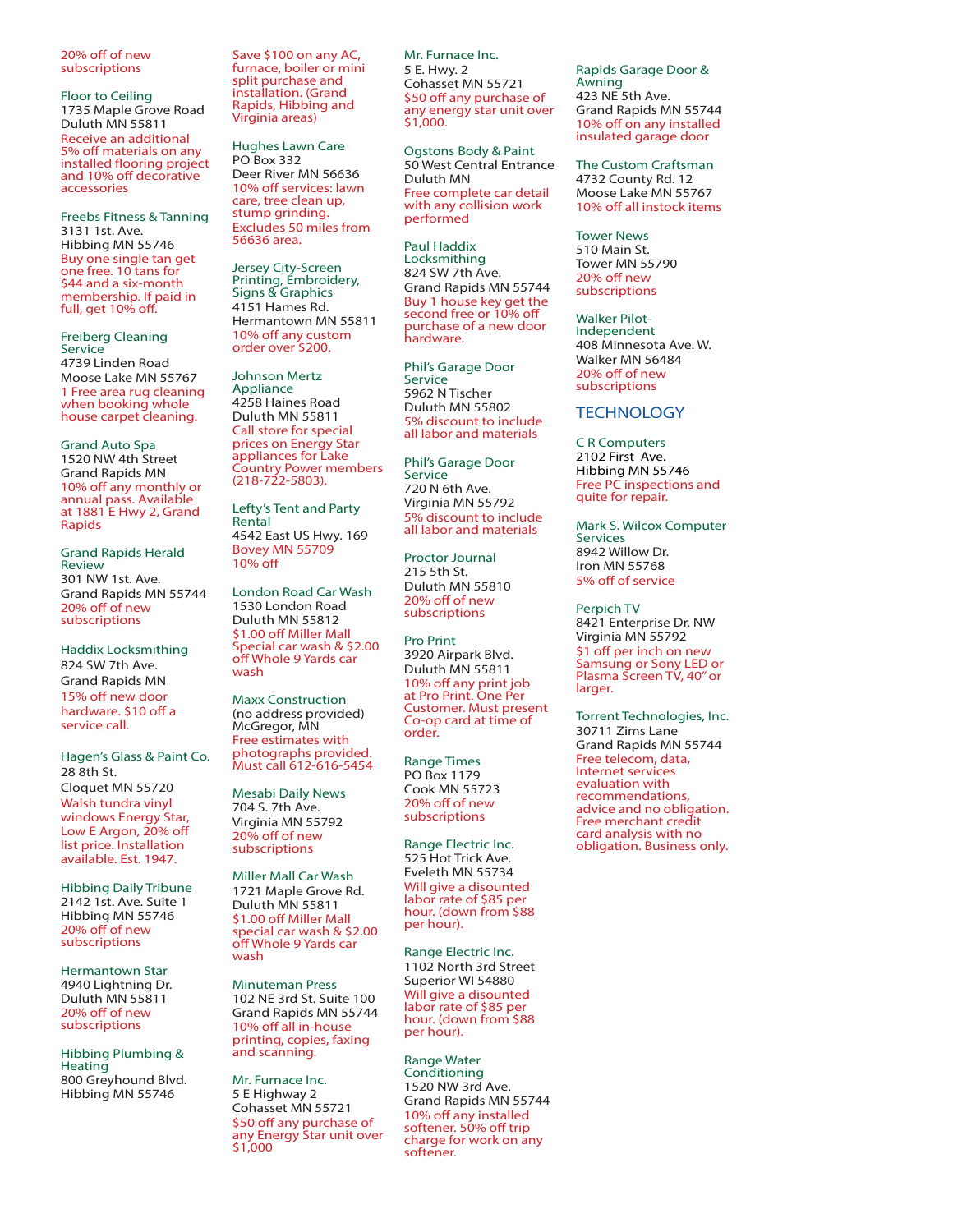20% off of new subscriptions

Floor to Ceiling
1735 Maple Grove Road
Duluth MN 55811
Receive an additional 5% off materials on any installed flooring project and 10% off decorative accessories

Freebs Fitness & Tanning
3131 1st. Ave.
Hibbing MN 55746
Buy one single tan get one free. 10 tans for $44 and a six-month membership. If paid in full, get 10% off.

Freiberg Cleaning Service
4739 Linden Road
Moose Lake MN 55767
1 Free area rug cleaning when booking whole house carpet cleaning.

Grand Auto Spa
1520 NW 4th Street
Grand Rapids MN
10% off any monthly or annual pass. Available at 1881 E Hwy 2, Grand Rapids

Grand Rapids Herald Review
301 NW 1st. Ave.
Grand Rapids MN 55744
20% off of new subscriptions

Haddix Locksmithing
824 SW 7th Ave.
Grand Rapids MN
15% off new door hardware. $10 off a service call.

Hagen's Glass & Paint Co.
28 8th St.
Cloquet MN 55720
Walsh tundra vinyl windows Energy Star, Low E Argon, 20% off list price. Installation available. Est. 1947.

Hibbing Daily Tribune
2142 1st. Ave. Suite 1
Hibbing MN 55746
20% off of new subscriptions

Hermantown Star
4940 Lightning Dr.
Duluth MN 55811
20% off of new subscriptions

Hibbing Plumbing & Heating
800 Greyhound Blvd.
Hibbing MN 55746
Save $100 on any AC, furnace, boiler or mini split purchase and installation. (Grand Rapids, Hibbing and Virginia areas)

Hughes Lawn Care
PO Box 332
Deer River MN 56636
10% off services: lawn care, tree clean up, stump grinding. Excludes 50 miles from 56636 area.

Jersey City-Screen Printing, Embroidery, Signs & Graphics
4151 Hames Rd.
Hermantown MN 55811
10% off any custom order over $200.

Johnson Mertz Appliance
4258 Haines Road
Duluth MN 55811
Call store for special prices on Energy Star appliances for Lake Country Power members (218-722-5803).

Lefty's Tent and Party Rental
4542 East US Hwy. 169
Bovey MN 55709
10% off

London Road Car Wash
1530 London Road
Duluth MN 55812
$1.00 off Miller Mall Special car wash & $2.00 off Whole 9 Yards car wash

Maxx Construction
(no address provided)
McGregor, MN
Free estimates with photographs provided. Must call 612-616-5454

Mesabi Daily News
704 S. 7th Ave.
Virginia MN 55792
20% off of new subscriptions

Miller Mall Car Wash
1721 Maple Grove Rd.
Duluth MN 55811
$1.00 off Miller Mall special car wash & $2.00 off Whole 9 Yards car wash

Minuteman Press
102 NE 3rd St. Suite 100
Grand Rapids MN 55744
10% off all in-house printing, copies, faxing and scanning.

Mr. Furnace Inc.
5 E Highway 2
Cohasset MN 55721
$50 off any purchase of any Energy Star unit over $1,000

Mr. Furnace Inc.
5 E. Hwy. 2
Cohasset MN 55721
$50 off any purchase of any energy star unit over $1,000.

Ogstons Body & Paint
50 West Central Entrance
Duluth MN
Free complete car detail with any collision work performed

Paul Haddix Locksmithing
824 SW 7th Ave.
Grand Rapids MN 55744
Buy 1 house key get the second free or 10% off purchase of a new door hardware.

Phil's Garage Door Service
5962 N Tischer
Duluth MN 55802
5% discount to include all labor and materials

Phil's Garage Door Service
720 N 6th Ave.
Virginia MN 55792
5% discount to include all labor and materials

Proctor Journal
215 5th St.
Duluth MN 55810
20% off of new subscriptions

Pro Print
3920 Airpark Blvd.
Duluth MN 55811
10% off any print job at Pro Print. One Per Customer. Must present Co-op card at time of order.

Range Times
PO Box 1179
Cook MN 55723
20% off of new subscriptions

Range Electric Inc.
525 Hot Trick Ave.
Eveleth MN 55734
Will give a disounted labor rate of $85 per hour. (down from $88 per hour).

Range Electric Inc.
1102 North 3rd Street
Superior WI 54880
Will give a disounted labor rate of $85 per hour. (down from $88 per hour).

Range Water Conditioning
1520 NW 3rd Ave.
Grand Rapids MN 55744
10% off any installed softener. 50% off trip charge for work on any softener.

Rapids Garage Door & Awning
423 NE 5th Ave.
Grand Rapids MN 55744
10% off on any installed insulated garage door

The Custom Craftsman
4732 County Rd. 12
Moose Lake MN 55767
10% off all instock items

Tower News
510 Main St.
Tower MN 55790
20% off new subscriptions

Walker Pilot-Independent
408 Minnesota Ave. W.
Walker MN 56484
20% off of new subscriptions

## TECHNOLOGY

C R Computers
2102 First Ave.
Hibbing MN 55746
Free PC inspections and quite for repair.

Mark S. Wilcox Computer Services
8942 Willow Dr.
Iron MN 55768
5% off of service

Perpich TV
8421 Enterprise Dr. NW
Virginia MN 55792
$1 off per inch on new Samsung or Sony LED or Plasma Screen TV, 40" or larger.

Torrent Technologies, Inc.
30711 Zims Lane
Grand Rapids MN 55744
Free telecom, data, Internet services evaluation with recommendations, advice and no obligation. Free merchant credit card analysis with no obligation. Business only.